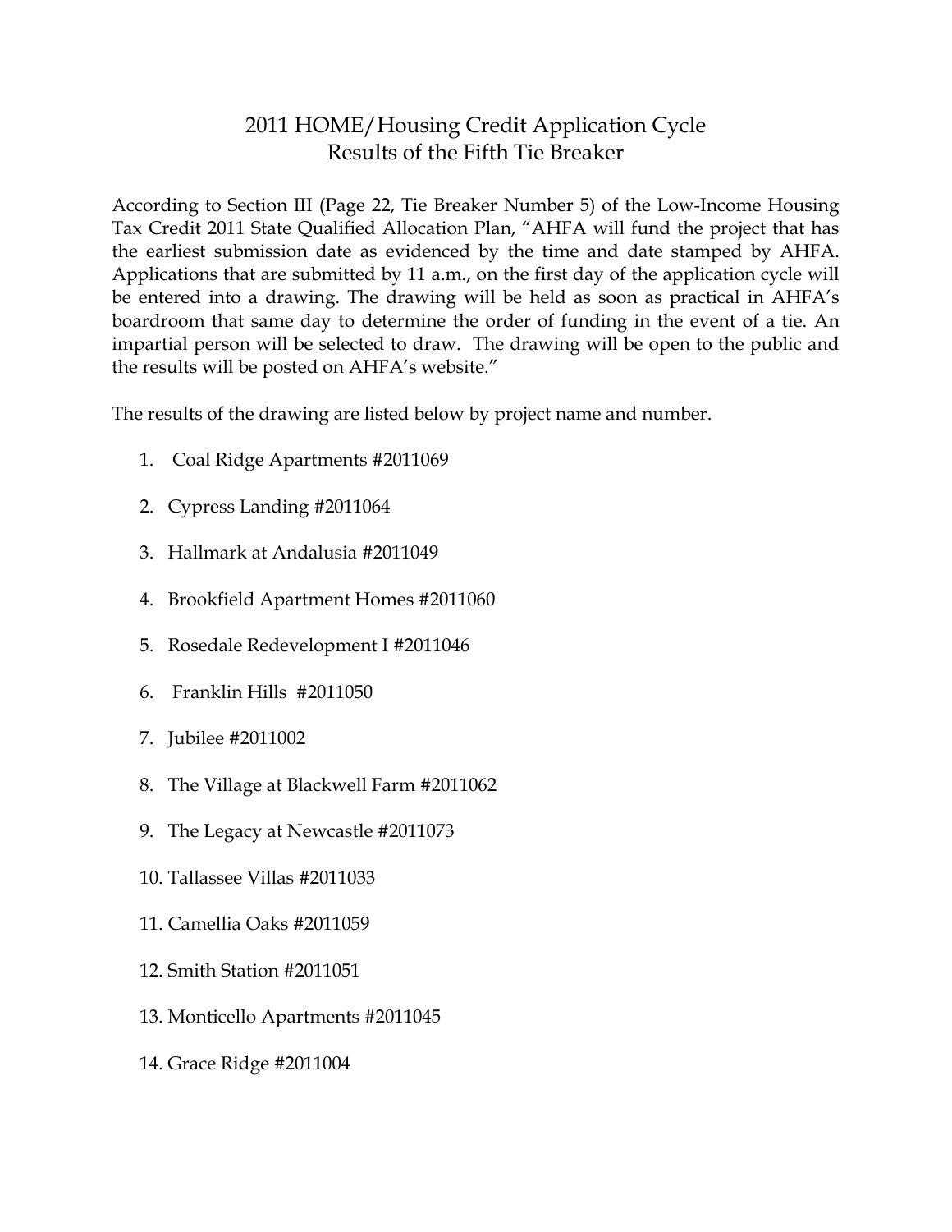# 2011 HOME/Housing Credit Application Cycle
## Results of the Fifth Tie Breaker

According to Section III (Page 22, Tie Breaker Number 5) of the Low-Income Housing Tax Credit 2011 State Qualified Allocation Plan, "AHFA will fund the project that has the earliest submission date as evidenced by the time and date stamped by AHFA. Applications that are submitted by 11 a.m., on the first day of the application cycle will be entered into a drawing. The drawing will be held as soon as practical in AHFA's boardroom that same day to determine the order of funding in the event of a tie. An impartial person will be selected to draw. The drawing will be open to the public and the results will be posted on AHFA's website."

The results of the drawing are listed below by project name and number.

1. Coal Ridge Apartments #2011069
2. Cypress Landing #2011064
3. Hallmark at Andalusia #2011049
4. Brookfield Apartment Homes #2011060
5. Rosedale Redevelopment I #2011046
6. Franklin Hills #2011050
7. Jubilee #2011002
8. The Village at Blackwell Farm #2011062
9. The Legacy at Newcastle #2011073
10. Tallassee Villas #2011033
11. Camellia Oaks #2011059
12. Smith Station #2011051
13. Monticello Apartments #2011045
14. Grace Ridge #2011004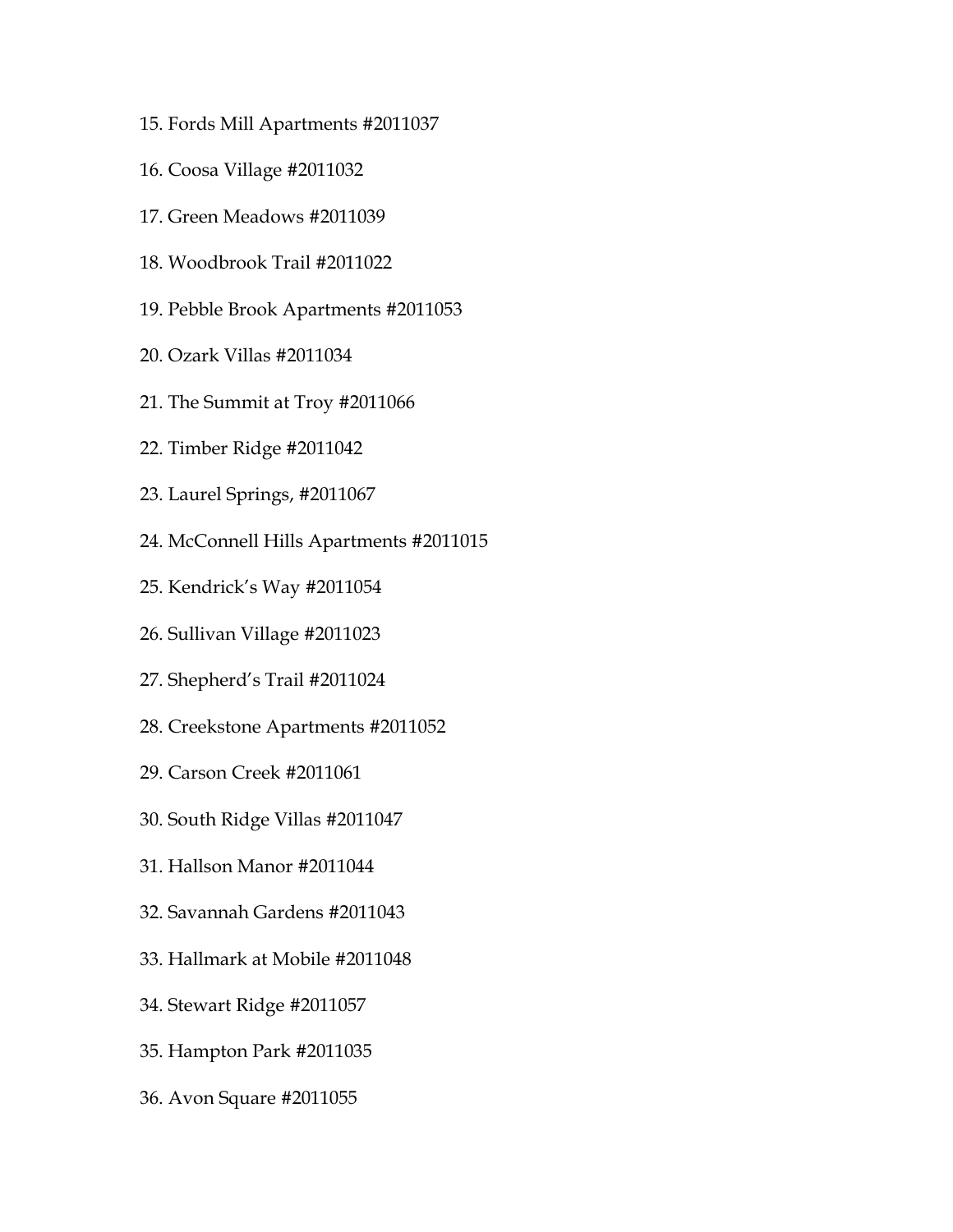15. Fords Mill Apartments #2011037
16. Coosa Village #2011032
17. Green Meadows #2011039
18. Woodbrook Trail #2011022
19. Pebble Brook Apartments #2011053
20. Ozark Villas #2011034
21. The Summit at Troy #2011066
22. Timber Ridge #2011042
23. Laurel Springs, #2011067
24. McConnell Hills Apartments #2011015
25. Kendrick's Way #2011054
26. Sullivan Village #2011023
27. Shepherd's Trail #2011024
28. Creekstone Apartments #2011052
29. Carson Creek #2011061
30. South Ridge Villas #2011047
31. Hallson Manor #2011044
32. Savannah Gardens #2011043
33. Hallmark at Mobile #2011048
34. Stewart Ridge #2011057
35. Hampton Park #2011035
36. Avon Square #2011055